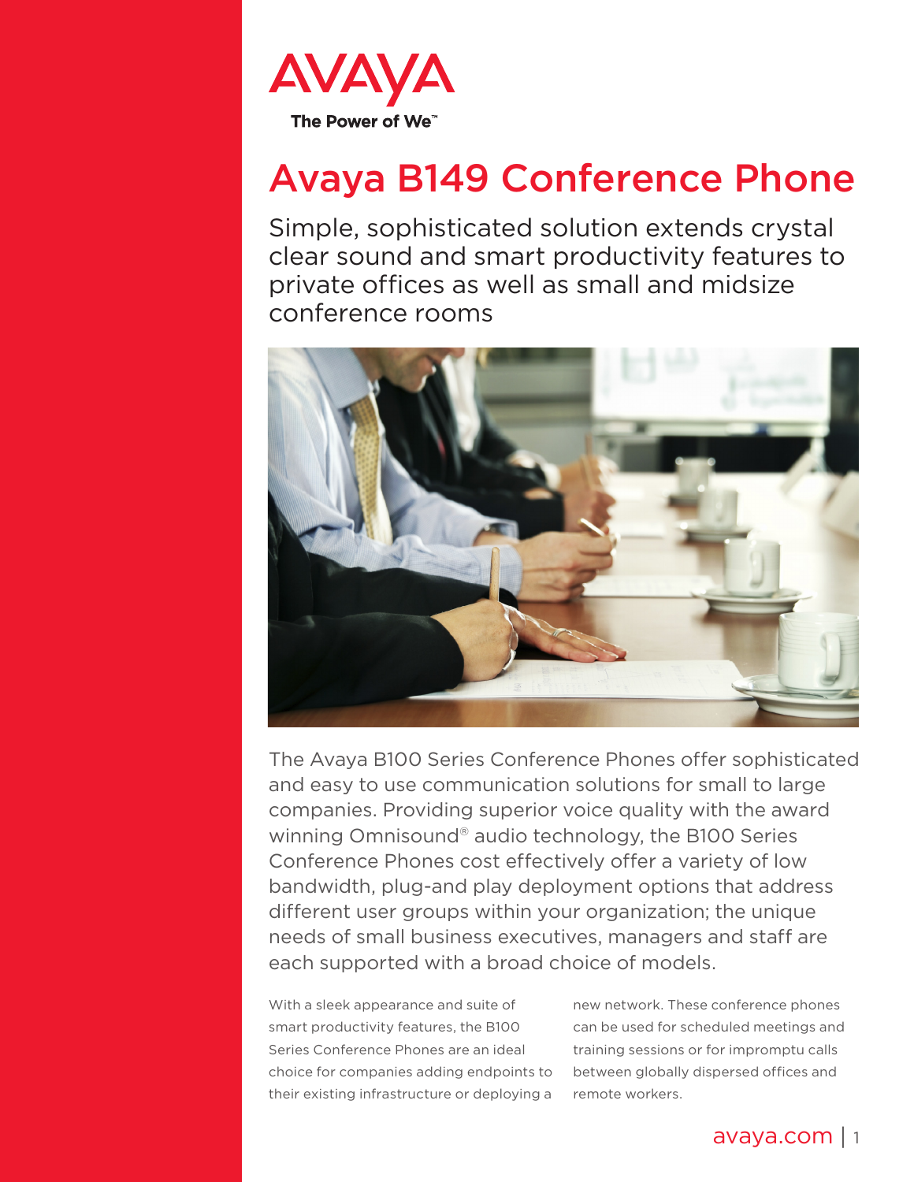AVAYA

The Power of We™

# Avaya B149 Conference Phone

## Simple, sophisticated solution extends crystal clear sound and smart productivity features to private offices as well as small and midsize conference rooms

The Avaya B100 Series Conference Phones offer sophisticated and easy to use communication solutions for small to large companies. Providing superior voice quality with the award winning Omnisound® audio technology, the B100 Series Conference Phones cost effectively offer a variety of low bandwidth, plug-and play deployment options that address different user groups within your organization; the unique needs of small business executives, managers and staff are each supported with a broad choice of models.

With a sleek appearance and suite of smart productivity features, the B100 Series Conference Phones are an ideal choice for companies adding endpoints to their existing infrastructure or deploying a new network. These conference phones can be used for scheduled meetings and training sessions or for impromptu calls between globally dispersed offices and remote workers.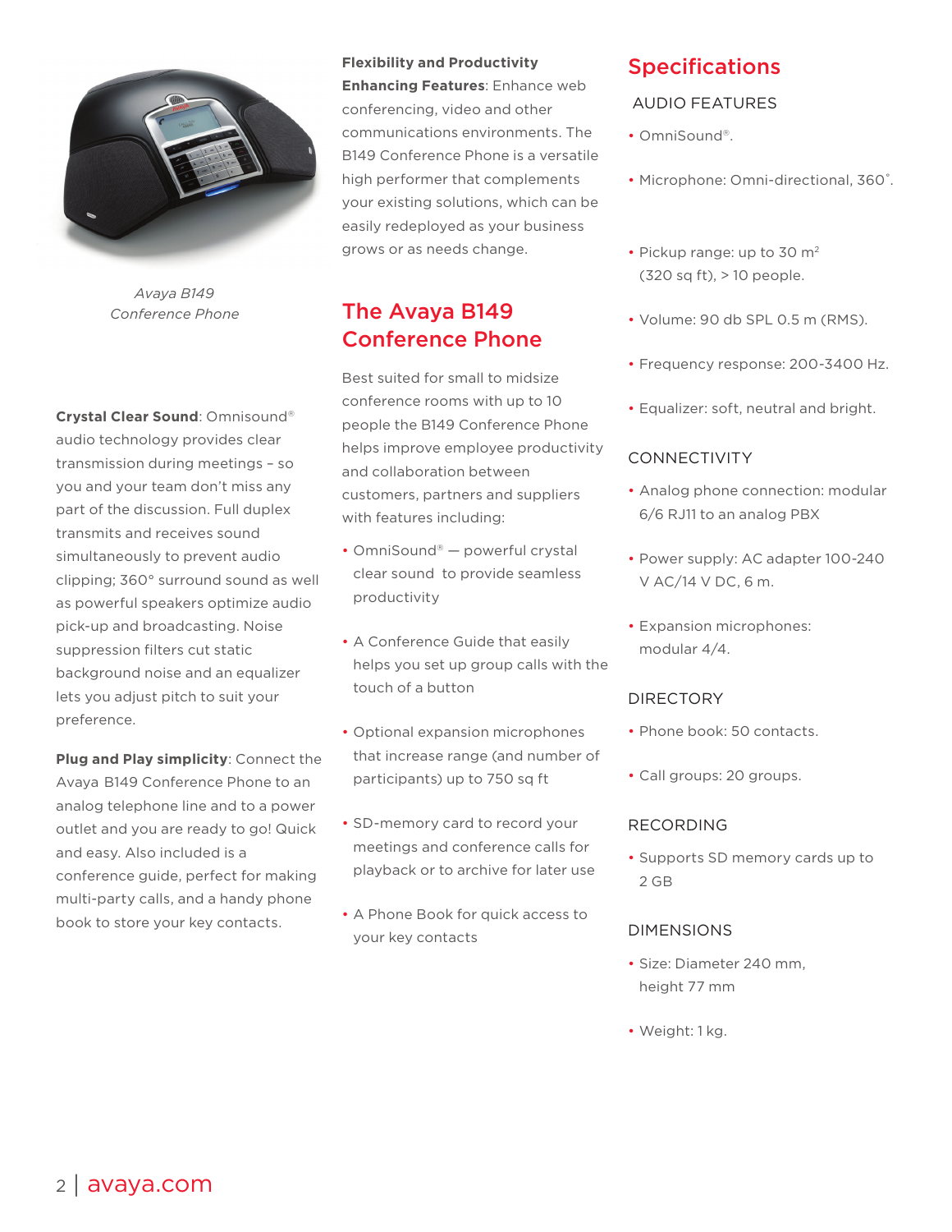*Avaya B149*
*Conference Phone*

**Crystal Clear Sound**: Omnisound® audio technology provides clear transmission during meetings – so you and your team don't miss any part of the discussion. Full duplex transmits and receives sound simultaneously to prevent audio clipping; 360° surround sound as well as powerful speakers optimize audio pick-up and broadcasting. Noise suppression filters cut static background noise and an equalizer lets you adjust pitch to suit your preference.

**Plug and Play simplicity**: Connect the Avaya B149 Conference Phone to an analog telephone line and to a power outlet and you are ready to go! Quick and easy. Also included is a conference guide, perfect for making multi-party calls, and a handy phone book to store your key contacts.

**Flexibility and Productivity Enhancing Features**: Enhance web conferencing, video and other communications environments. The B149 Conference Phone is a versatile high performer that complements your existing solutions, which can be easily redeployed as your business grows or as needs change.

## The Avaya B149 Conference Phone

Best suited for small to midsize conference rooms with up to 10 people the B149 Conference Phone helps improve employee productivity and collaboration between customers, partners and suppliers with features including:

- OmniSound® — powerful crystal clear sound to provide seamless productivity
- A Conference Guide that easily helps you set up group calls with the touch of a button
- Optional expansion microphones that increase range (and number of participants) up to 750 sq ft
- SD-memory card to record your meetings and conference calls for playback or to archive for later use
- A Phone Book for quick access to your key contacts

## Specifications

### AUDIO FEATURES

- OmniSound®.
- Microphone: Omni-directional, 360˚.
- Pickup range: up to 30 $m^2$ (320 sq ft), > 10 people.
- Volume: 90 db SPL 0.5 m (RMS).
- Frequency response: 200-3400 Hz.
- Equalizer: soft, neutral and bright.

### CONNECTIVITY

- Analog phone connection: modular 6/6 RJ11 to an analog PBX
- Power supply: AC adapter 100-240 V AC/14 V DC, 6 m.
- Expansion microphones: modular 4/4.

### DIRECTORY

- Phone book: 50 contacts.
- Call groups: 20 groups.

### RECORDING

- Supports SD memory cards up to 2 GB

### DIMENSIONS

- Size: Diameter 240 mm, height 77 mm
- Weight: 1 kg.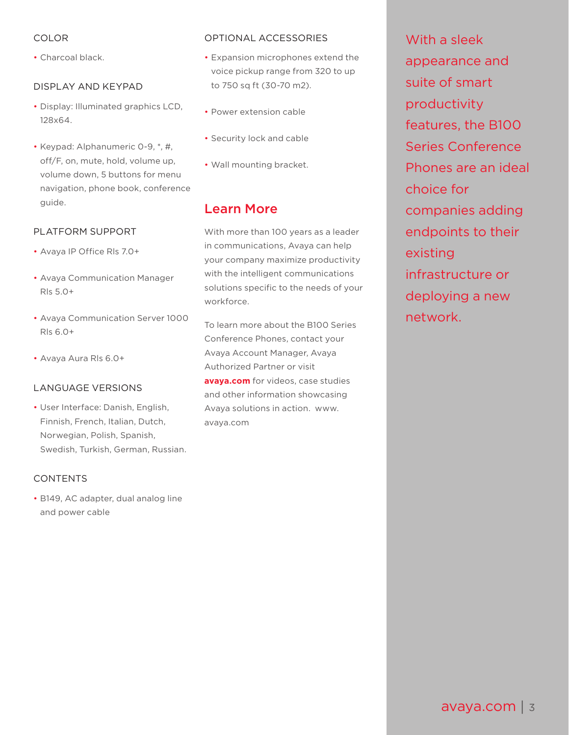### COLOR

- Charcoal black.

### DISPLAY AND KEYPAD

- Display: Illuminated graphics LCD, 128x64.
- Keypad: Alphanumeric 0-9, *, #, off/F, on, mute, hold, volume up, volume down, 5 buttons for menu navigation, phone book, conference guide.

### PLATFORM SUPPORT

- Avaya IP Office Rls 7.0+
- Avaya Communication Manager Rls 5.0+
- Avaya Communication Server 1000 Rls 6.0+
- Avaya Aura Rls 6.0+

### LANGUAGE VERSIONS

- User Interface: Danish, English, Finnish, French, Italian, Dutch, Norwegian, Polish, Spanish, Swedish, Turkish, German, Russian.

### CONTENTS

- B149, AC adapter, dual analog line and power cable

### OPTIONAL ACCESSORIES

- Expansion microphones extend the voice pickup range from 320 to up to 750 sq ft (30-70 m2).
- Power extension cable
- Security lock and cable
- Wall mounting bracket.

## Learn More

With more than 100 years as a leader in communications, Avaya can help your company maximize productivity with the intelligent communications solutions specific to the needs of your workforce.

To learn more about the B100 Series Conference Phones, contact your Avaya Account Manager, Avaya Authorized Partner or visit **avaya.com** for videos, case studies and other information showcasing Avaya solutions in action. www.avaya.com

With a sleek appearance and suite of smart productivity features, the B100 Series Conference Phones are an ideal choice for companies adding endpoints to their existing infrastructure or deploying a new network.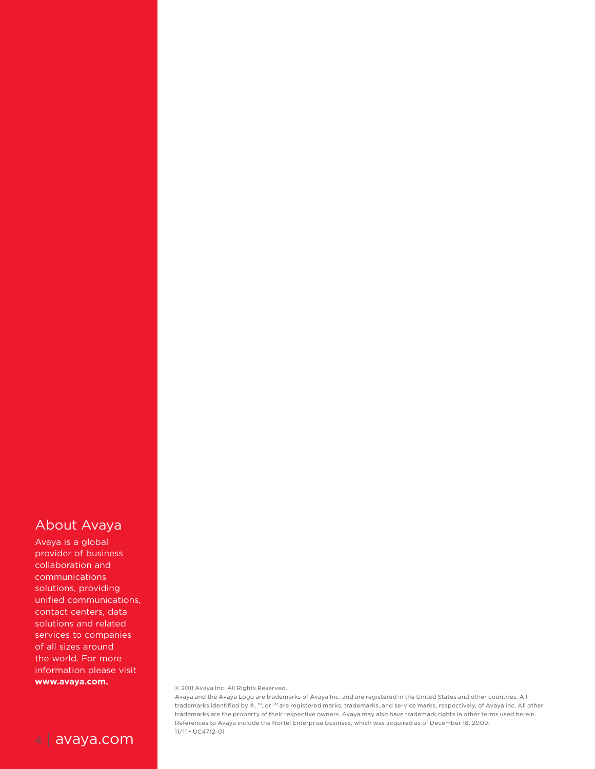## About Avaya

Avaya is a global provider of business collaboration and communications solutions, providing unified communications, contact centers, data solutions and related services to companies of all sizes around the world. For more information please visit **www.avaya.com.**

© 2011 Avaya Inc. All Rights Reserved.

Avaya and the Avaya Logo are trademarks of Avaya Inc. and are registered in the United States and other countries. All trademarks identified by ®, ™, or SM are registered marks, trademarks, and service marks, respectively, of Avaya Inc. All other trademarks are the property of their respective owners. Avaya may also have trademark rights in other terms used herein. References to Avaya include the Nortel Enterprise business, which was acquired as of December 18, 2009.

11/11 • UC4712-01